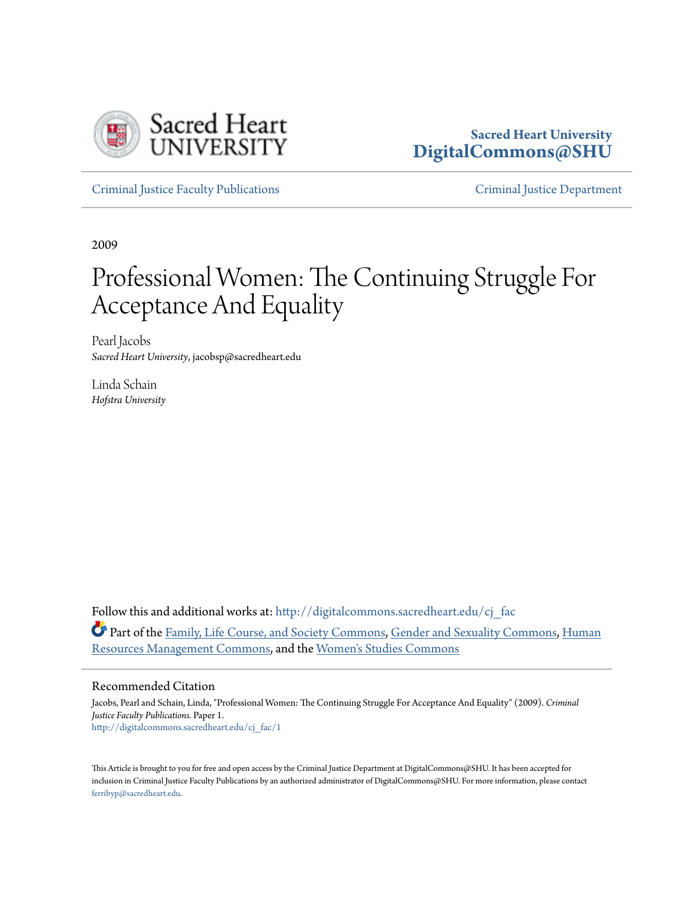Sacred Heart University
DigitalCommons@SHU

Criminal Justice Faculty Publications | Criminal Justice Department

2009

# Professional Women: The Continuing Struggle For Acceptance And Equality

Pearl Jacobs
*Sacred Heart University*, jacobsp@sacredheart.edu

Linda Schain
*Hofstra University*

Follow this and additional works at: http://digitalcommons.sacredheart.edu/cj_fac

Part of the Family, Life Course, and Society Commons, Gender and Sexuality Commons, Human Resources Management Commons, and the Women's Studies Commons

## Recommended Citation

Jacobs, Pearl and Schain, Linda, "Professional Women: The Continuing Struggle For Acceptance And Equality" (2009). *Criminal Justice Faculty Publications.* Paper 1.
http://digitalcommons.sacredheart.edu/cj_fac/1

This Article is brought to you for free and open access by the Criminal Justice Department at DigitalCommons@SHU. It has been accepted for inclusion in Criminal Justice Faculty Publications by an authorized administrator of DigitalCommons@SHU. For more information, please contact ferribyp@sacredheart.edu.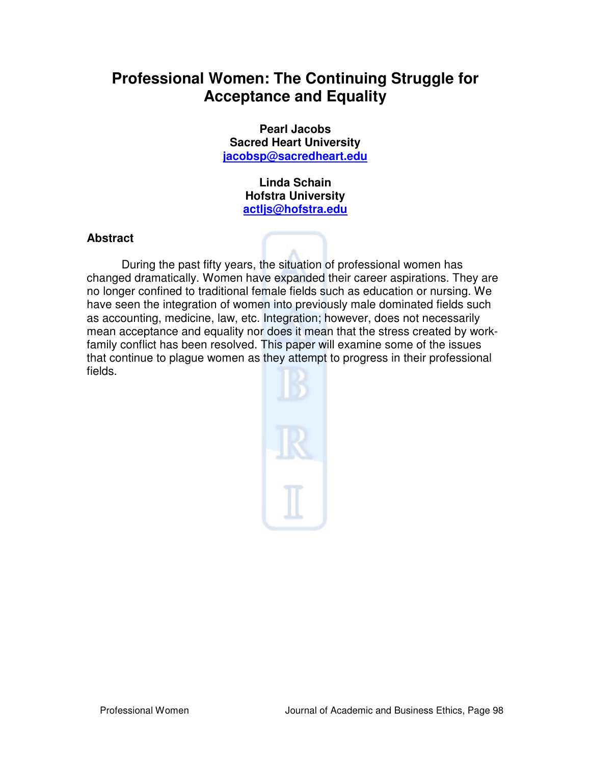# Professional Women: The Continuing Struggle for Acceptance and Equality

**Pearl Jacobs**
**Sacred Heart University**
**jacobsp@sacredheart.edu**

**Linda Schain**
**Hofstra University**
**actljs@hofstra.edu**

## Abstract

During the past fifty years, the situation of professional women has changed dramatically. Women have expanded their career aspirations. They are no longer confined to traditional female fields such as education or nursing. We have seen the integration of women into previously male dominated fields such as accounting, medicine, law, etc. Integration; however, does not necessarily mean acceptance and equality nor does it mean that the stress created by work-family conflict has been resolved. This paper will examine some of the issues that continue to plague women as they attempt to progress in their professional fields.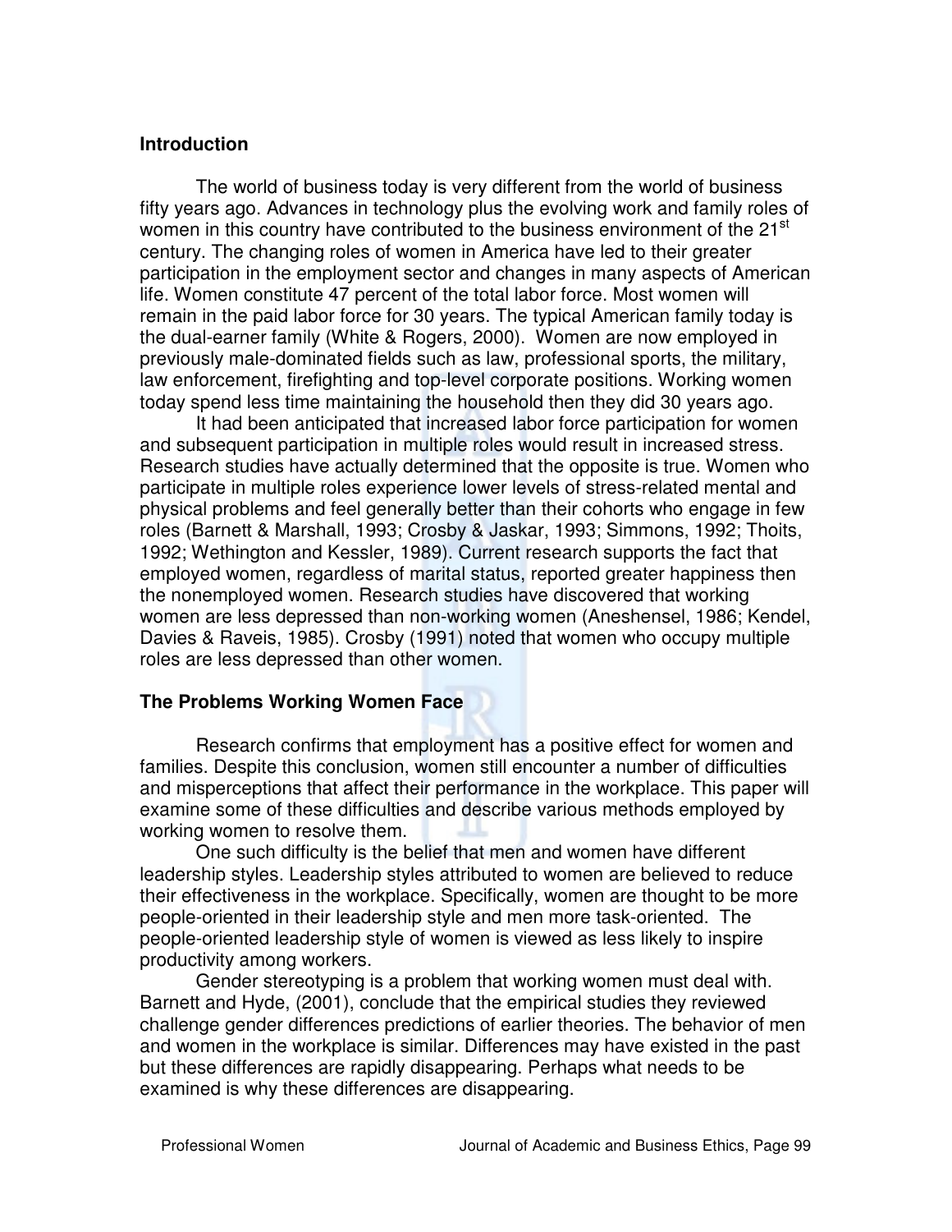## Introduction

The world of business today is very different from the world of business fifty years ago. Advances in technology plus the evolving work and family roles of women in this country have contributed to the business environment of the 21st century. The changing roles of women in America have led to their greater participation in the employment sector and changes in many aspects of American life. Women constitute 47 percent of the total labor force. Most women will remain in the paid labor force for 30 years. The typical American family today is the dual-earner family (White & Rogers, 2000). Women are now employed in previously male-dominated fields such as law, professional sports, the military, law enforcement, firefighting and top-level corporate positions. Working women today spend less time maintaining the household then they did 30 years ago.

It had been anticipated that increased labor force participation for women and subsequent participation in multiple roles would result in increased stress. Research studies have actually determined that the opposite is true. Women who participate in multiple roles experience lower levels of stress-related mental and physical problems and feel generally better than their cohorts who engage in few roles (Barnett & Marshall, 1993; Crosby & Jaskar, 1993; Simmons, 1992; Thoits, 1992; Wethington and Kessler, 1989). Current research supports the fact that employed women, regardless of marital status, reported greater happiness then the nonemployed women. Research studies have discovered that working women are less depressed than non-working women (Aneshensel, 1986; Kendel, Davies & Raveis, 1985). Crosby (1991) noted that women who occupy multiple roles are less depressed than other women.

## The Problems Working Women Face

Research confirms that employment has a positive effect for women and families. Despite this conclusion, women still encounter a number of difficulties and misperceptions that affect their performance in the workplace. This paper will examine some of these difficulties and describe various methods employed by working women to resolve them.

One such difficulty is the belief that men and women have different leadership styles. Leadership styles attributed to women are believed to reduce their effectiveness in the workplace. Specifically, women are thought to be more people-oriented in their leadership style and men more task-oriented. The people-oriented leadership style of women is viewed as less likely to inspire productivity among workers.

Gender stereotyping is a problem that working women must deal with. Barnett and Hyde, (2001), conclude that the empirical studies they reviewed challenge gender differences predictions of earlier theories. The behavior of men and women in the workplace is similar. Differences may have existed in the past but these differences are rapidly disappearing. Perhaps what needs to be examined is why these differences are disappearing.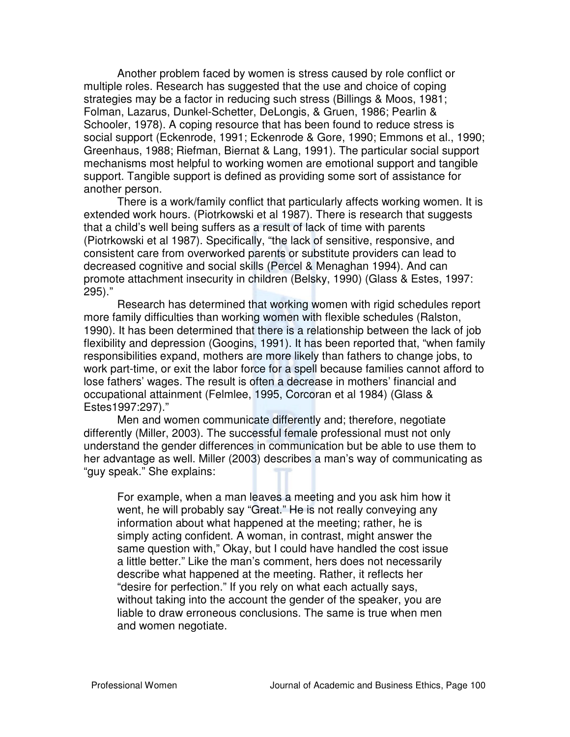Another problem faced by women is stress caused by role conflict or multiple roles. Research has suggested that the use and choice of coping strategies may be a factor in reducing such stress (Billings & Moos, 1981; Folman, Lazarus, Dunkel-Schetter, DeLongis, & Gruen, 1986; Pearlin & Schooler, 1978). A coping resource that has been found to reduce stress is social support (Eckenrode, 1991; Eckenrode & Gore, 1990; Emmons et al., 1990; Greenhaus, 1988; Riefman, Biernat & Lang, 1991). The particular social support mechanisms most helpful to working women are emotional support and tangible support. Tangible support is defined as providing some sort of assistance for another person.

There is a work/family conflict that particularly affects working women. It is extended work hours. (Piotrkowski et al 1987). There is research that suggests that a child's well being suffers as a result of lack of time with parents (Piotrkowski et al 1987). Specifically, "the lack of sensitive, responsive, and consistent care from overworked parents or substitute providers can lead to decreased cognitive and social skills (Percel & Menaghan 1994). And can promote attachment insecurity in children (Belsky, 1990) (Glass & Estes, 1997: 295)."

Research has determined that working women with rigid schedules report more family difficulties than working women with flexible schedules (Ralston, 1990). It has been determined that there is a relationship between the lack of job flexibility and depression (Googins, 1991). It has been reported that, "when family responsibilities expand, mothers are more likely than fathers to change jobs, to work part-time, or exit the labor force for a spell because families cannot afford to lose fathers' wages. The result is often a decrease in mothers' financial and occupational attainment (Felmlee, 1995, Corcoran et al 1984) (Glass & Estes1997:297)."

Men and women communicate differently and; therefore, negotiate differently (Miller, 2003). The successful female professional must not only understand the gender differences in communication but be able to use them to her advantage as well. Miller (2003) describes a man's way of communicating as "guy speak." She explains:

> For example, when a man leaves a meeting and you ask him how it went, he will probably say "Great." He is not really conveying any information about what happened at the meeting; rather, he is simply acting confident. A woman, in contrast, might answer the same question with," Okay, but I could have handled the cost issue a little better." Like the man's comment, hers does not necessarily describe what happened at the meeting. Rather, it reflects her "desire for perfection." If you rely on what each actually says, without taking into the account the gender of the speaker, you are liable to draw erroneous conclusions. The same is true when men and women negotiate.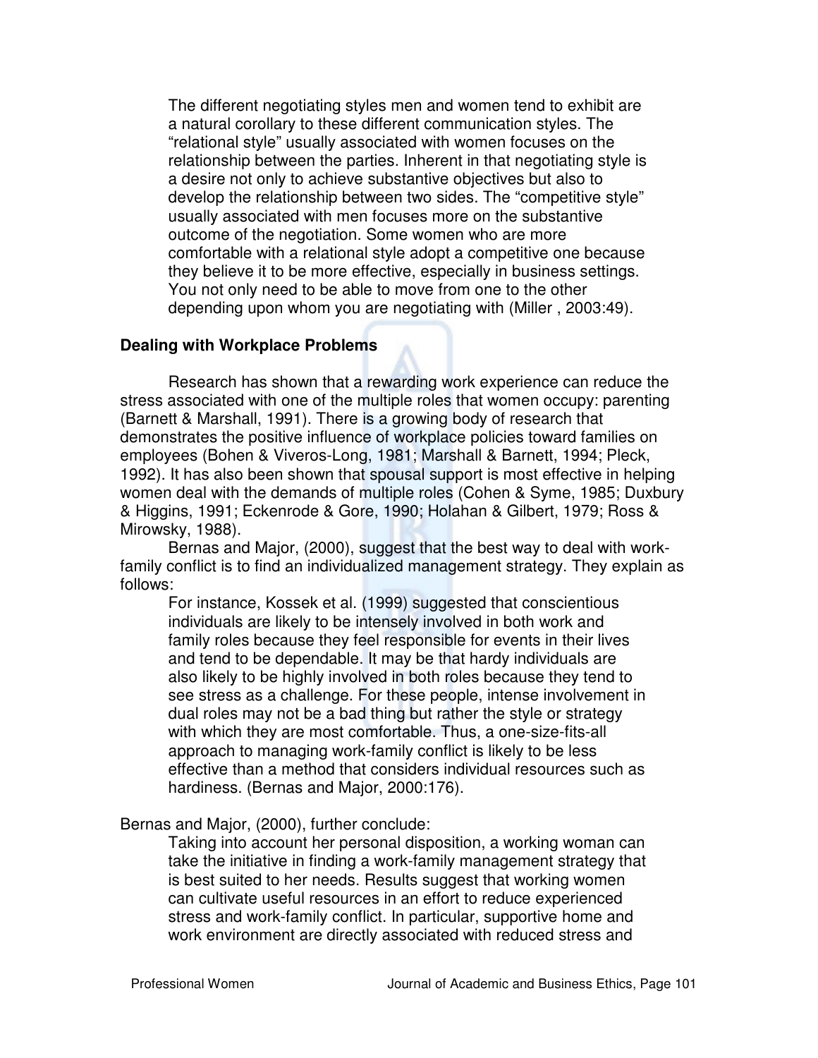> The different negotiating styles men and women tend to exhibit are a natural corollary to these different communication styles. The "relational style" usually associated with women focuses on the relationship between the parties. Inherent in that negotiating style is a desire not only to achieve substantive objectives but also to develop the relationship between two sides. The "competitive style" usually associated with men focuses more on the substantive outcome of the negotiation. Some women who are more comfortable with a relational style adopt a competitive one because they believe it to be more effective, especially in business settings. You not only need to be able to move from one to the other depending upon whom you are negotiating with (Miller , 2003:49).

**Dealing with Workplace Problems**

Research has shown that a rewarding work experience can reduce the stress associated with one of the multiple roles that women occupy: parenting (Barnett & Marshall, 1991). There is a growing body of research that demonstrates the positive influence of workplace policies toward families on employees (Bohen & Viveros-Long, 1981; Marshall & Barnett, 1994; Pleck, 1992). It has also been shown that spousal support is most effective in helping women deal with the demands of multiple roles (Cohen & Syme, 1985; Duxbury & Higgins, 1991; Eckenrode & Gore, 1990; Holahan & Gilbert, 1979; Ross & Mirowsky, 1988).

Bernas and Major, (2000), suggest that the best way to deal with work-family conflict is to find an individualized management strategy. They explain as follows:

> For instance, Kossek et al. (1999) suggested that conscientious individuals are likely to be intensely involved in both work and family roles because they feel responsible for events in their lives and tend to be dependable. It may be that hardy individuals are also likely to be highly involved in both roles because they tend to see stress as a challenge. For these people, intense involvement in dual roles may not be a bad thing but rather the style or strategy with which they are most comfortable. Thus, a one-size-fits-all approach to managing work-family conflict is likely to be less effective than a method that considers individual resources such as hardiness. (Bernas and Major, 2000:176).

Bernas and Major, (2000), further conclude:

> Taking into account her personal disposition, a working woman can take the initiative in finding a work-family management strategy that is best suited to her needs. Results suggest that working women can cultivate useful resources in an effort to reduce experienced stress and work-family conflict. In particular, supportive home and work environment are directly associated with reduced stress and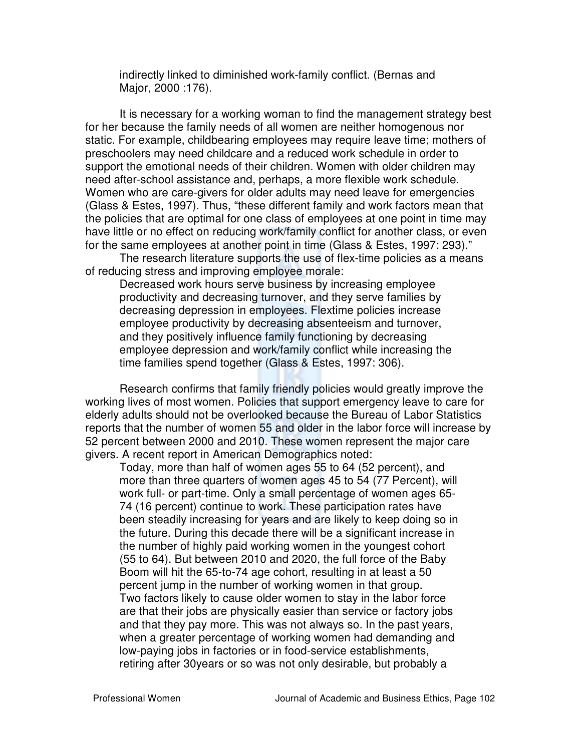> indirectly linked to diminished work-family conflict. (Bernas and Major, 2000 :176).

It is necessary for a working woman to find the management strategy best for her because the family needs of all women are neither homogenous nor static. For example, childbearing employees may require leave time; mothers of preschoolers may need childcare and a reduced work schedule in order to support the emotional needs of their children. Women with older children may need after-school assistance and, perhaps, a more flexible work schedule. Women who are care-givers for older adults may need leave for emergencies (Glass & Estes, 1997). Thus, "these different family and work factors mean that the policies that are optimal for one class of employees at one point in time may have little or no effect on reducing work/family conflict for another class, or even for the same employees at another point in time (Glass & Estes, 1997: 293)."

The research literature supports the use of flex-time policies as a means of reducing stress and improving employee morale:

> Decreased work hours serve business by increasing employee productivity and decreasing turnover, and they serve families by decreasing depression in employees. Flextime policies increase employee productivity by decreasing absenteeism and turnover, and they positively influence family functioning by decreasing employee depression and work/family conflict while increasing the time families spend together (Glass & Estes, 1997: 306).

Research confirms that family friendly policies would greatly improve the working lives of most women. Policies that support emergency leave to care for elderly adults should not be overlooked because the Bureau of Labor Statistics reports that the number of women 55 and older in the labor force will increase by 52 percent between 2000 and 2010. These women represent the major care givers. A recent report in American Demographics noted:

> Today, more than half of women ages 55 to 64 (52 percent), and more than three quarters of women ages 45 to 54 (77 Percent), will work full- or part-time. Only a small percentage of women ages 65-74 (16 percent) continue to work. These participation rates have been steadily increasing for years and are likely to keep doing so in the future. During this decade there will be a significant increase in the number of highly paid working women in the youngest cohort (55 to 64). But between 2010 and 2020, the full force of the Baby Boom will hit the 65-to-74 age cohort, resulting in at least a 50 percent jump in the number of working women in that group.
> Two factors likely to cause older women to stay in the labor force are that their jobs are physically easier than service or factory jobs and that they pay more. This was not always so. In the past years, when a greater percentage of working women had demanding and low-paying jobs in factories or in food-service establishments, retiring after 30years or so was not only desirable, but probably a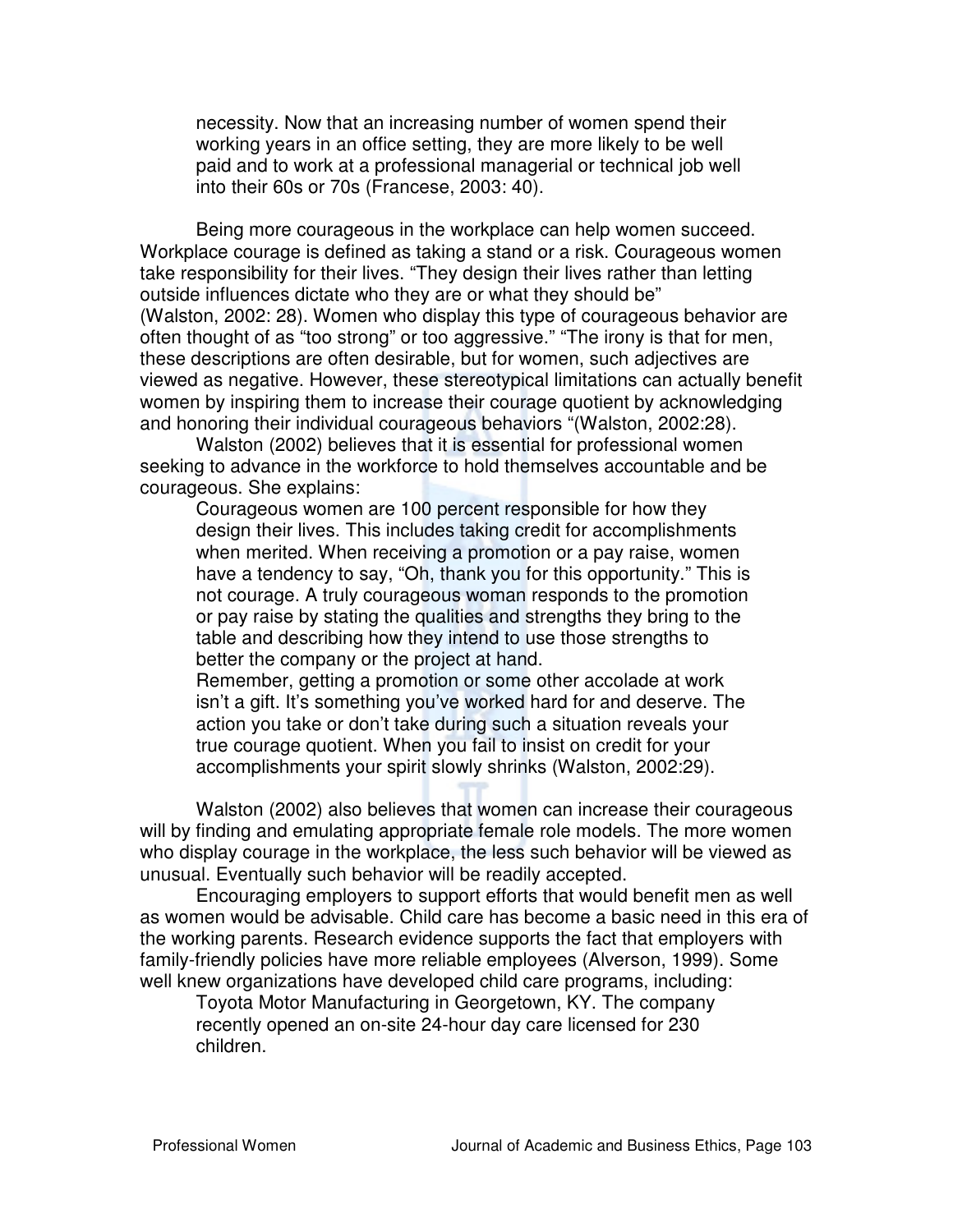necessity. Now that an increasing number of women spend their working years in an office setting, they are more likely to be well paid and to work at a professional managerial or technical job well into their 60s or 70s (Francese, 2003: 40).

Being more courageous in the workplace can help women succeed. Workplace courage is defined as taking a stand or a risk. Courageous women take responsibility for their lives. "They design their lives rather than letting outside influences dictate who they are or what they should be" (Walston, 2002: 28). Women who display this type of courageous behavior are often thought of as "too strong" or too aggressive." "The irony is that for men, these descriptions are often desirable, but for women, such adjectives are viewed as negative. However, these stereotypical limitations can actually benefit women by inspiring them to increase their courage quotient by acknowledging and honoring their individual courageous behaviors "(Walston, 2002:28).

Walston (2002) believes that it is essential for professional women seeking to advance in the workforce to hold themselves accountable and be courageous. She explains:

> Courageous women are 100 percent responsible for how they design their lives. This includes taking credit for accomplishments when merited. When receiving a promotion or a pay raise, women have a tendency to say, "Oh, thank you for this opportunity." This is not courage. A truly courageous woman responds to the promotion or pay raise by stating the qualities and strengths they bring to the table and describing how they intend to use those strengths to better the company or the project at hand.
>
> Remember, getting a promotion or some other accolade at work isn't a gift. It's something you've worked hard for and deserve. The action you take or don't take during such a situation reveals your true courage quotient. When you fail to insist on credit for your accomplishments your spirit slowly shrinks (Walston, 2002:29).

Walston (2002) also believes that women can increase their courageous will by finding and emulating appropriate female role models. The more women who display courage in the workplace, the less such behavior will be viewed as unusual. Eventually such behavior will be readily accepted.

Encouraging employers to support efforts that would benefit men as well as women would be advisable. Child care has become a basic need in this era of the working parents. Research evidence supports the fact that employers with family-friendly policies have more reliable employees (Alverson, 1999). Some well knew organizations have developed child care programs, including:

> Toyota Motor Manufacturing in Georgetown, KY. The company recently opened an on-site 24-hour day care licensed for 230 children.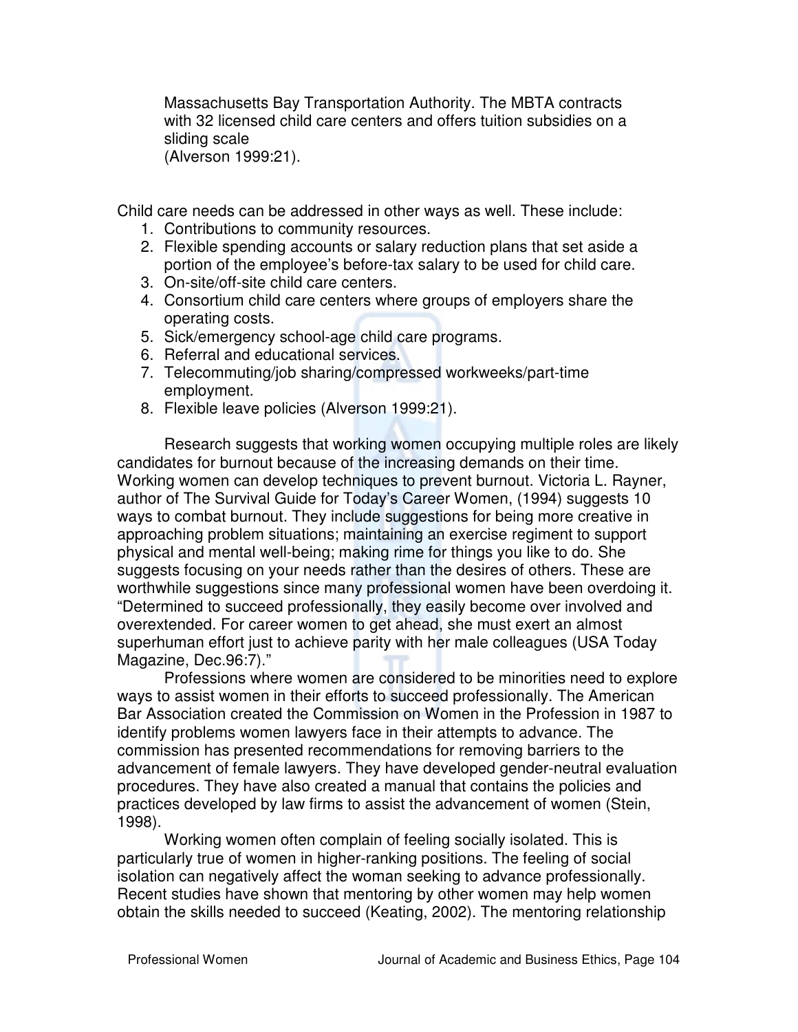Massachusetts Bay Transportation Authority. The MBTA contracts with 32 licensed child care centers and offers tuition subsidies on a sliding scale (Alverson 1999:21).

Child care needs can be addressed in other ways as well. These include:

1. Contributions to community resources.
2. Flexible spending accounts or salary reduction plans that set aside a portion of the employee's before-tax salary to be used for child care.
3. On-site/off-site child care centers.
4. Consortium child care centers where groups of employers share the operating costs.
5. Sick/emergency school-age child care programs.
6. Referral and educational services.
7. Telecommuting/job sharing/compressed workweeks/part-time employment.
8. Flexible leave policies (Alverson 1999:21).

Research suggests that working women occupying multiple roles are likely candidates for burnout because of the increasing demands on their time. Working women can develop techniques to prevent burnout. Victoria L. Rayner, author of The Survival Guide for Today's Career Women, (1994) suggests 10 ways to combat burnout. They include suggestions for being more creative in approaching problem situations; maintaining an exercise regiment to support physical and mental well-being; making rime for things you like to do. She suggests focusing on your needs rather than the desires of others. These are worthwhile suggestions since many professional women have been overdoing it. "Determined to succeed professionally, they easily become over involved and overextended. For career women to get ahead, she must exert an almost superhuman effort just to achieve parity with her male colleagues (USA Today Magazine, Dec.96:7)."

Professions where women are considered to be minorities need to explore ways to assist women in their efforts to succeed professionally. The American Bar Association created the Commission on Women in the Profession in 1987 to identify problems women lawyers face in their attempts to advance. The commission has presented recommendations for removing barriers to the advancement of female lawyers. They have developed gender-neutral evaluation procedures. They have also created a manual that contains the policies and practices developed by law firms to assist the advancement of women (Stein, 1998).

Working women often complain of feeling socially isolated. This is particularly true of women in higher-ranking positions. The feeling of social isolation can negatively affect the woman seeking to advance professionally. Recent studies have shown that mentoring by other women may help women obtain the skills needed to succeed (Keating, 2002). The mentoring relationship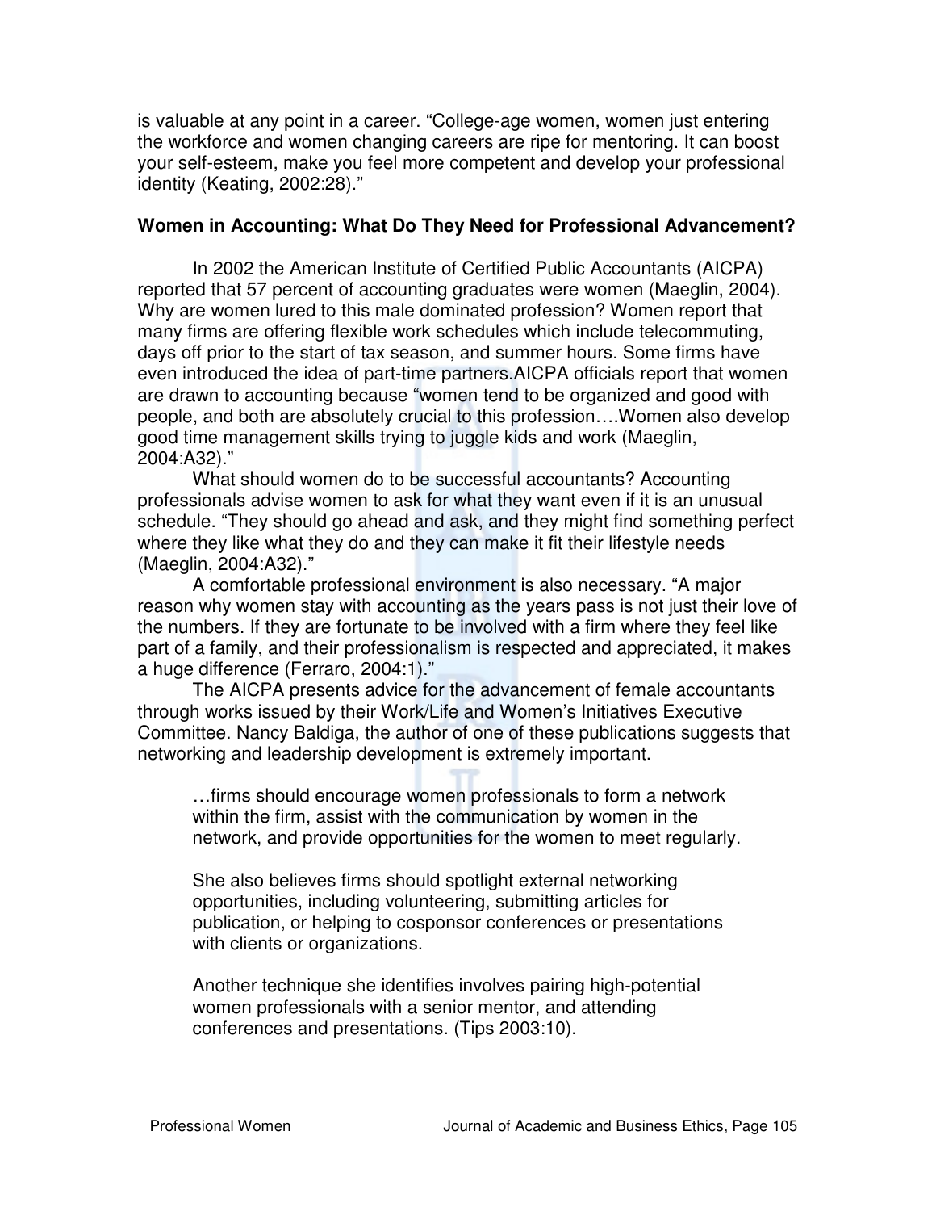is valuable at any point in a career. “College-age women, women just entering the workforce and women changing careers are ripe for mentoring. It can boost your self-esteem, make you feel more competent and develop your professional identity (Keating, 2002:28).”

**Women in Accounting: What Do They Need for Professional Advancement?**

In 2002 the American Institute of Certified Public Accountants (AICPA) reported that 57 percent of accounting graduates were women (Maeglin, 2004). Why are women lured to this male dominated profession? Women report that many firms are offering flexible work schedules which include telecommuting, days off prior to the start of tax season, and summer hours. Some firms have even introduced the idea of part-time partners.AICPA officials report that women are drawn to accounting because “women tend to be organized and good with people, and both are absolutely crucial to this profession….Women also develop good time management skills trying to juggle kids and work (Maeglin, 2004:A32).”

What should women do to be successful accountants? Accounting professionals advise women to ask for what they want even if it is an unusual schedule. “They should go ahead and ask, and they might find something perfect where they like what they do and they can make it fit their lifestyle needs (Maeglin, 2004:A32).”

A comfortable professional environment is also necessary. “A major reason why women stay with accounting as the years pass is not just their love of the numbers. If they are fortunate to be involved with a firm where they feel like part of a family, and their professionalism is respected and appreciated, it makes a huge difference (Ferraro, 2004:1).”

The AICPA presents advice for the advancement of female accountants through works issued by their Work/Life and Women’s Initiatives Executive Committee. Nancy Baldiga, the author of one of these publications suggests that networking and leadership development is extremely important.

> …firms should encourage women professionals to form a network within the firm, assist with the communication by women in the network, and provide opportunities for the women to meet regularly.
>
> She also believes firms should spotlight external networking opportunities, including volunteering, submitting articles for publication, or helping to cosponsor conferences or presentations with clients or organizations.
>
> Another technique she identifies involves pairing high-potential women professionals with a senior mentor, and attending conferences and presentations. (Tips 2003:10).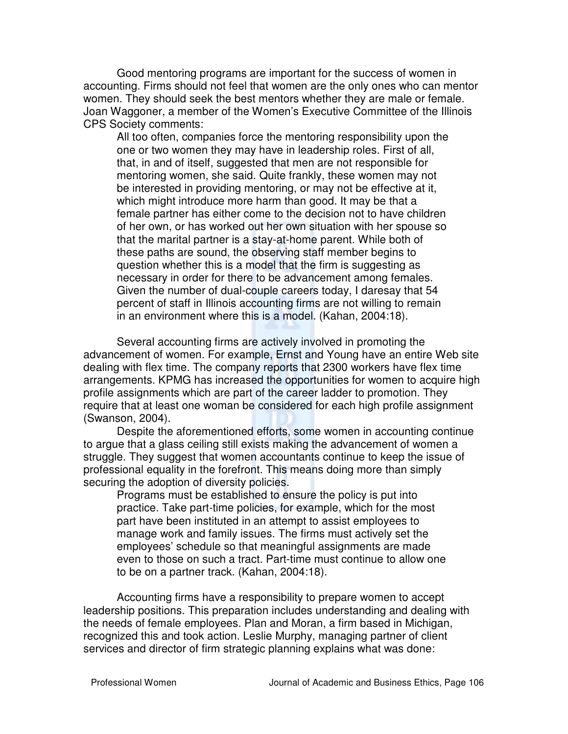Good mentoring programs are important for the success of women in accounting. Firms should not feel that women are the only ones who can mentor women. They should seek the best mentors whether they are male or female. Joan Waggoner, a member of the Women's Executive Committee of the Illinois CPS Society comments:

> All too often, companies force the mentoring responsibility upon the one or two women they may have in leadership roles. First of all, that, in and of itself, suggested that men are not responsible for mentoring women, she said. Quite frankly, these women may not be interested in providing mentoring, or may not be effective at it, which might introduce more harm than good. It may be that a female partner has either come to the decision not to have children of her own, or has worked out her own situation with her spouse so that the marital partner is a stay-at-home parent. While both of these paths are sound, the observing staff member begins to question whether this is a model that the firm is suggesting as necessary in order for there to be advancement among females. Given the number of dual-couple careers today, I daresay that 54 percent of staff in Illinois accounting firms are not willing to remain in an environment where this is a model. (Kahan, 2004:18).

Several accounting firms are actively involved in promoting the advancement of women. For example, Ernst and Young have an entire Web site dealing with flex time. The company reports that 2300 workers have flex time arrangements. KPMG has increased the opportunities for women to acquire high profile assignments which are part of the career ladder to promotion. They require that at least one woman be considered for each high profile assignment (Swanson, 2004).

Despite the aforementioned efforts, some women in accounting continue to argue that a glass ceiling still exists making the advancement of women a struggle. They suggest that women accountants continue to keep the issue of professional equality in the forefront. This means doing more than simply securing the adoption of diversity policies.

> Programs must be established to ensure the policy is put into practice. Take part-time policies, for example, which for the most part have been instituted in an attempt to assist employees to manage work and family issues. The firms must actively set the employees' schedule so that meaningful assignments are made even to those on such a tract. Part-time must continue to allow one to be on a partner track. (Kahan, 2004:18).

Accounting firms have a responsibility to prepare women to accept leadership positions. This preparation includes understanding and dealing with the needs of female employees. Plan and Moran, a firm based in Michigan, recognized this and took action. Leslie Murphy, managing partner of client services and director of firm strategic planning explains what was done: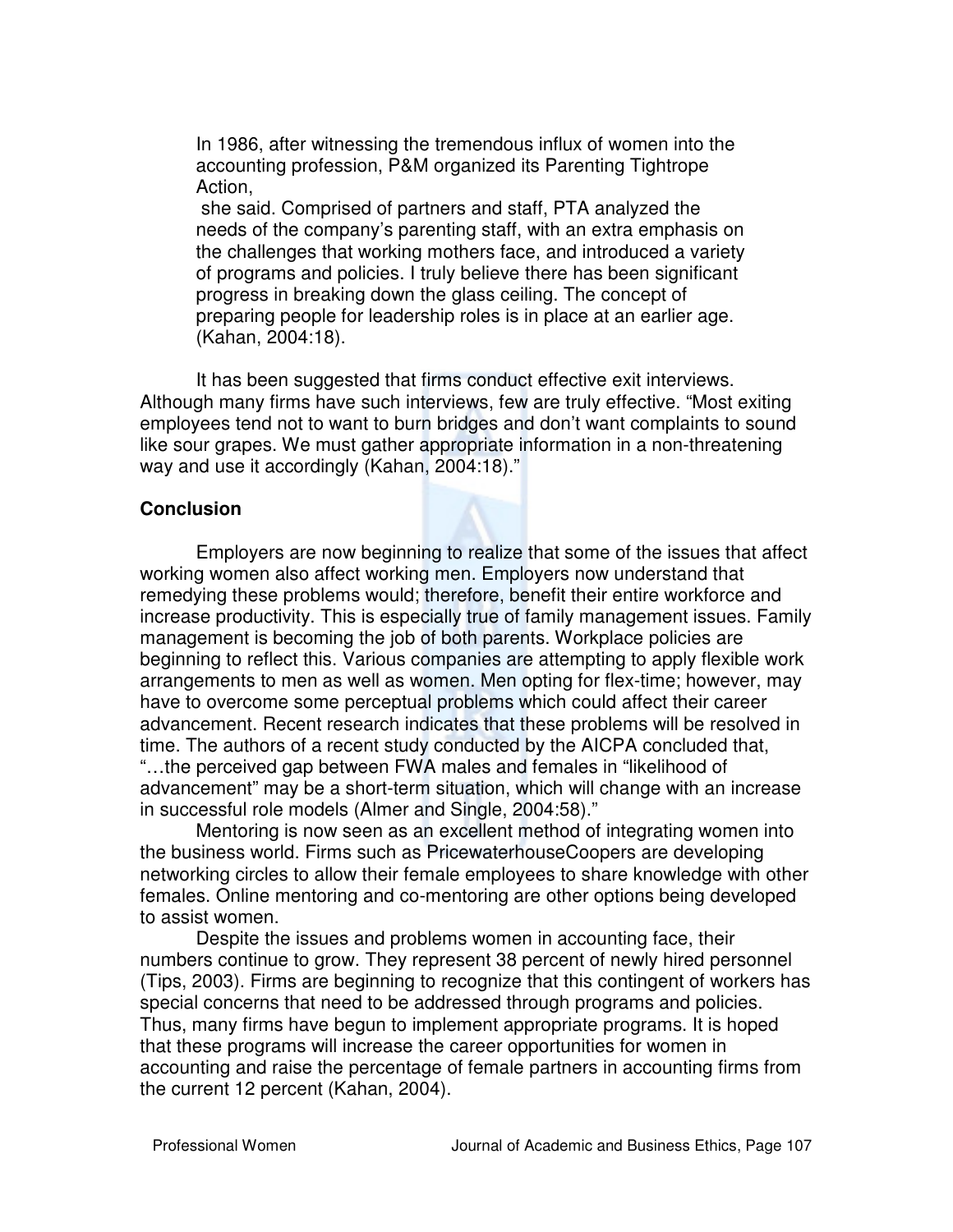> In 1986, after witnessing the tremendous influx of women into the accounting profession, P&M organized its Parenting Tightrope Action,
>
> she said. Comprised of partners and staff, PTA analyzed the needs of the company's parenting staff, with an extra emphasis on the challenges that working mothers face, and introduced a variety of programs and policies. I truly believe there has been significant progress in breaking down the glass ceiling. The concept of preparing people for leadership roles is in place at an earlier age. (Kahan, 2004:18).

It has been suggested that firms conduct effective exit interviews. Although many firms have such interviews, few are truly effective. "Most exiting employees tend not to want to burn bridges and don't want complaints to sound like sour grapes. We must gather appropriate information in a non-threatening way and use it accordingly (Kahan, 2004:18)."

## Conclusion

Employers are now beginning to realize that some of the issues that affect working women also affect working men. Employers now understand that remedying these problems would; therefore, benefit their entire workforce and increase productivity. This is especially true of family management issues. Family management is becoming the job of both parents. Workplace policies are beginning to reflect this. Various companies are attempting to apply flexible work arrangements to men as well as women. Men opting for flex-time; however, may have to overcome some perceptual problems which could affect their career advancement. Recent research indicates that these problems will be resolved in time. The authors of a recent study conducted by the AICPA concluded that, "…the perceived gap between FWA males and females in "likelihood of advancement" may be a short-term situation, which will change with an increase in successful role models (Almer and Single, 2004:58)."

Mentoring is now seen as an excellent method of integrating women into the business world. Firms such as PricewaterhouseCoopers are developing networking circles to allow their female employees to share knowledge with other females. Online mentoring and co-mentoring are other options being developed to assist women.

Despite the issues and problems women in accounting face, their numbers continue to grow. They represent 38 percent of newly hired personnel (Tips, 2003). Firms are beginning to recognize that this contingent of workers has special concerns that need to be addressed through programs and policies. Thus, many firms have begun to implement appropriate programs. It is hoped that these programs will increase the career opportunities for women in accounting and raise the percentage of female partners in accounting firms from the current 12 percent (Kahan, 2004).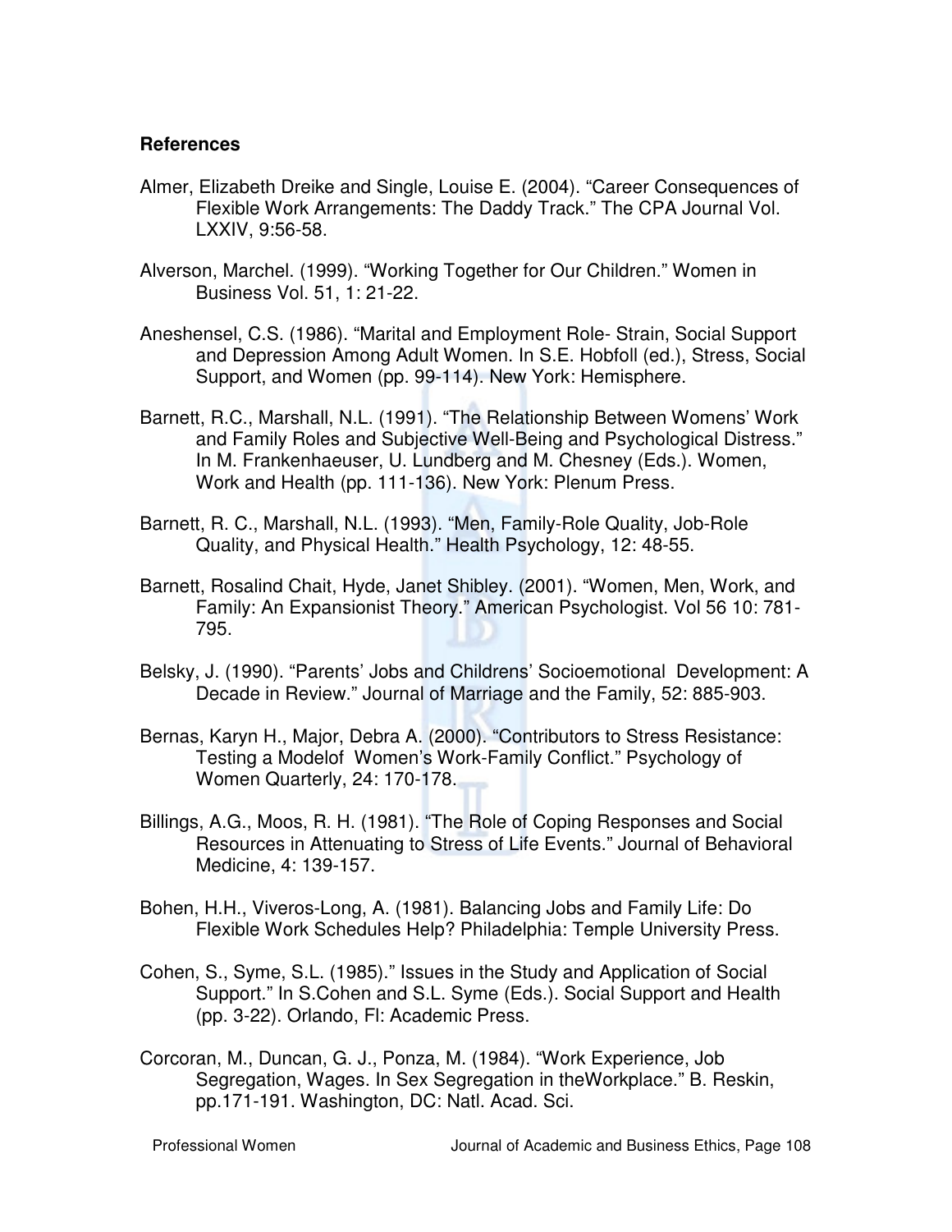### References

Almer, Elizabeth Dreike and Single, Louise E. (2004). "Career Consequences of Flexible Work Arrangements: The Daddy Track." The CPA Journal Vol. LXXIV, 9:56-58.

Alverson, Marchel. (1999). "Working Together for Our Children." Women in Business Vol. 51, 1: 21-22.

Aneshensel, C.S. (1986). "Marital and Employment Role- Strain, Social Support and Depression Among Adult Women. In S.E. Hobfoll (ed.), Stress, Social Support, and Women (pp. 99-114). New York: Hemisphere.

Barnett, R.C., Marshall, N.L. (1991). "The Relationship Between Womens' Work and Family Roles and Subjective Well-Being and Psychological Distress." In M. Frankenhaeuser, U. Lundberg and M. Chesney (Eds.). Women, Work and Health (pp. 111-136). New York: Plenum Press.

Barnett, R. C., Marshall, N.L. (1993). "Men, Family-Role Quality, Job-Role Quality, and Physical Health." Health Psychology, 12: 48-55.

Barnett, Rosalind Chait, Hyde, Janet Shibley. (2001). "Women, Men, Work, and Family: An Expansionist Theory." American Psychologist. Vol 56 10: 781-795.

Belsky, J. (1990). "Parents' Jobs and Childrens' Socioemotional Development: A Decade in Review." Journal of Marriage and the Family, 52: 885-903.

Bernas, Karyn H., Major, Debra A. (2000). "Contributors to Stress Resistance: Testing a Modelof Women's Work-Family Conflict." Psychology of Women Quarterly, 24: 170-178.

Billings, A.G., Moos, R. H. (1981). "The Role of Coping Responses and Social Resources in Attenuating to Stress of Life Events." Journal of Behavioral Medicine, 4: 139-157.

Bohen, H.H., Viveros-Long, A. (1981). Balancing Jobs and Family Life: Do Flexible Work Schedules Help? Philadelphia: Temple University Press.

Cohen, S., Syme, S.L. (1985)." Issues in the Study and Application of Social Support." In S.Cohen and S.L. Syme (Eds.). Social Support and Health (pp. 3-22). Orlando, Fl: Academic Press.

Corcoran, M., Duncan, G. J., Ponza, M. (1984). "Work Experience, Job Segregation, Wages. In Sex Segregation in theWorkplace." B. Reskin, pp.171-191. Washington, DC: Natl. Acad. Sci.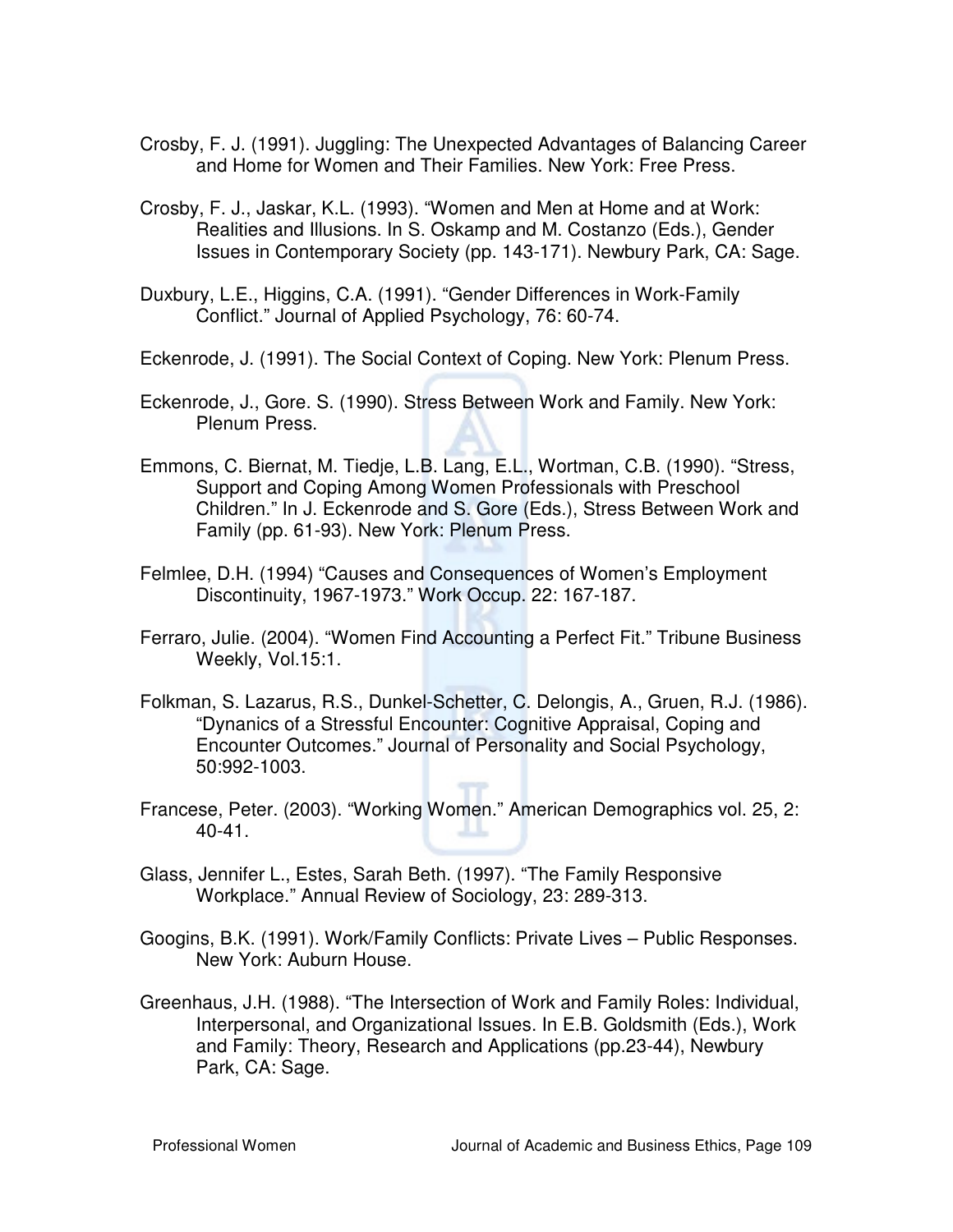Crosby, F. J. (1991). Juggling: The Unexpected Advantages of Balancing Career and Home for Women and Their Families. New York: Free Press.

Crosby, F. J., Jaskar, K.L. (1993). "Women and Men at Home and at Work: Realities and Illusions. In S. Oskamp and M. Costanzo (Eds.), Gender Issues in Contemporary Society (pp. 143-171). Newbury Park, CA: Sage.

Duxbury, L.E., Higgins, C.A. (1991). "Gender Differences in Work-Family Conflict." Journal of Applied Psychology, 76: 60-74.

Eckenrode, J. (1991). The Social Context of Coping. New York: Plenum Press.

Eckenrode, J., Gore. S. (1990). Stress Between Work and Family. New York: Plenum Press.

Emmons, C. Biernat, M. Tiedje, L.B. Lang, E.L., Wortman, C.B. (1990). "Stress, Support and Coping Among Women Professionals with Preschool Children." In J. Eckenrode and S. Gore (Eds.), Stress Between Work and Family (pp. 61-93). New York: Plenum Press.

Felmlee, D.H. (1994) "Causes and Consequences of Women's Employment Discontinuity, 1967-1973." Work Occup. 22: 167-187.

Ferraro, Julie. (2004). "Women Find Accounting a Perfect Fit." Tribune Business Weekly, Vol.15:1.

Folkman, S. Lazarus, R.S., Dunkel-Schetter, C. Delongis, A., Gruen, R.J. (1986). "Dynanics of a Stressful Encounter: Cognitive Appraisal, Coping and Encounter Outcomes." Journal of Personality and Social Psychology, 50:992-1003.

Francese, Peter. (2003). "Working Women." American Demographics vol. 25, 2: 40-41.

Glass, Jennifer L., Estes, Sarah Beth. (1997). "The Family Responsive Workplace." Annual Review of Sociology, 23: 289-313.

Googins, B.K. (1991). Work/Family Conflicts: Private Lives – Public Responses. New York: Auburn House.

Greenhaus, J.H. (1988). "The Intersection of Work and Family Roles: Individual, Interpersonal, and Organizational Issues. In E.B. Goldsmith (Eds.), Work and Family: Theory, Research and Applications (pp.23-44), Newbury Park, CA: Sage.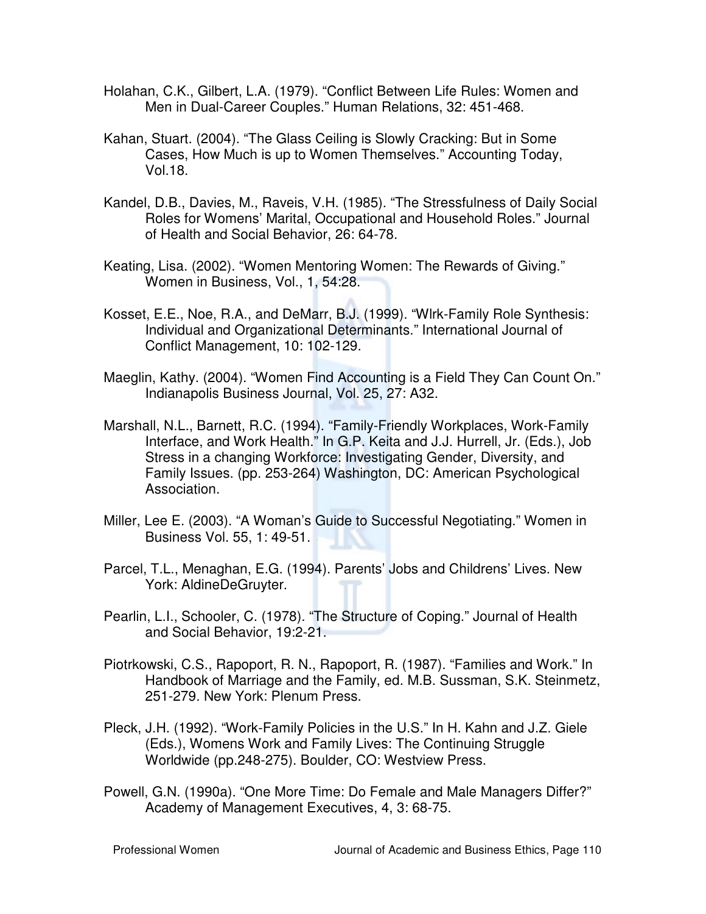Holahan, C.K., Gilbert, L.A. (1979). “Conflict Between Life Rules: Women and Men in Dual-Career Couples.” Human Relations, 32: 451-468.

Kahan, Stuart. (2004). “The Glass Ceiling is Slowly Cracking: But in Some Cases, How Much is up to Women Themselves.” Accounting Today, Vol.18.

Kandel, D.B., Davies, M., Raveis, V.H. (1985). “The Stressfulness of Daily Social Roles for Womens’ Marital, Occupational and Household Roles.” Journal of Health and Social Behavior, 26: 64-78.

Keating, Lisa. (2002). “Women Mentoring Women: The Rewards of Giving.” Women in Business, Vol., 1, 54:28.

Kosset, E.E., Noe, R.A., and DeMarr, B.J. (1999). “Wlrk-Family Role Synthesis: Individual and Organizational Determinants.” International Journal of Conflict Management, 10: 102-129.

Maeglin, Kathy. (2004). “Women Find Accounting is a Field They Can Count On.” Indianapolis Business Journal, Vol. 25, 27: A32.

Marshall, N.L., Barnett, R.C. (1994). “Family-Friendly Workplaces, Work-Family Interface, and Work Health.” In G.P. Keita and J.J. Hurrell, Jr. (Eds.), Job Stress in a changing Workforce: Investigating Gender, Diversity, and Family Issues. (pp. 253-264) Washington, DC: American Psychological Association.

Miller, Lee E. (2003). “A Woman’s Guide to Successful Negotiating.” Women in Business Vol. 55, 1: 49-51.

Parcel, T.L., Menaghan, E.G. (1994). Parents’ Jobs and Childrens’ Lives. New York: AldineDeGruyter.

Pearlin, L.I., Schooler, C. (1978). “The Structure of Coping.” Journal of Health and Social Behavior, 19:2-21.

Piotrkowski, C.S., Rapoport, R. N., Rapoport, R. (1987). “Families and Work.” In Handbook of Marriage and the Family, ed. M.B. Sussman, S.K. Steinmetz, 251-279. New York: Plenum Press.

Pleck, J.H. (1992). “Work-Family Policies in the U.S.” In H. Kahn and J.Z. Giele (Eds.), Womens Work and Family Lives: The Continuing Struggle Worldwide (pp.248-275). Boulder, CO: Westview Press.

Powell, G.N. (1990a). “One More Time: Do Female and Male Managers Differ?” Academy of Management Executives, 4, 3: 68-75.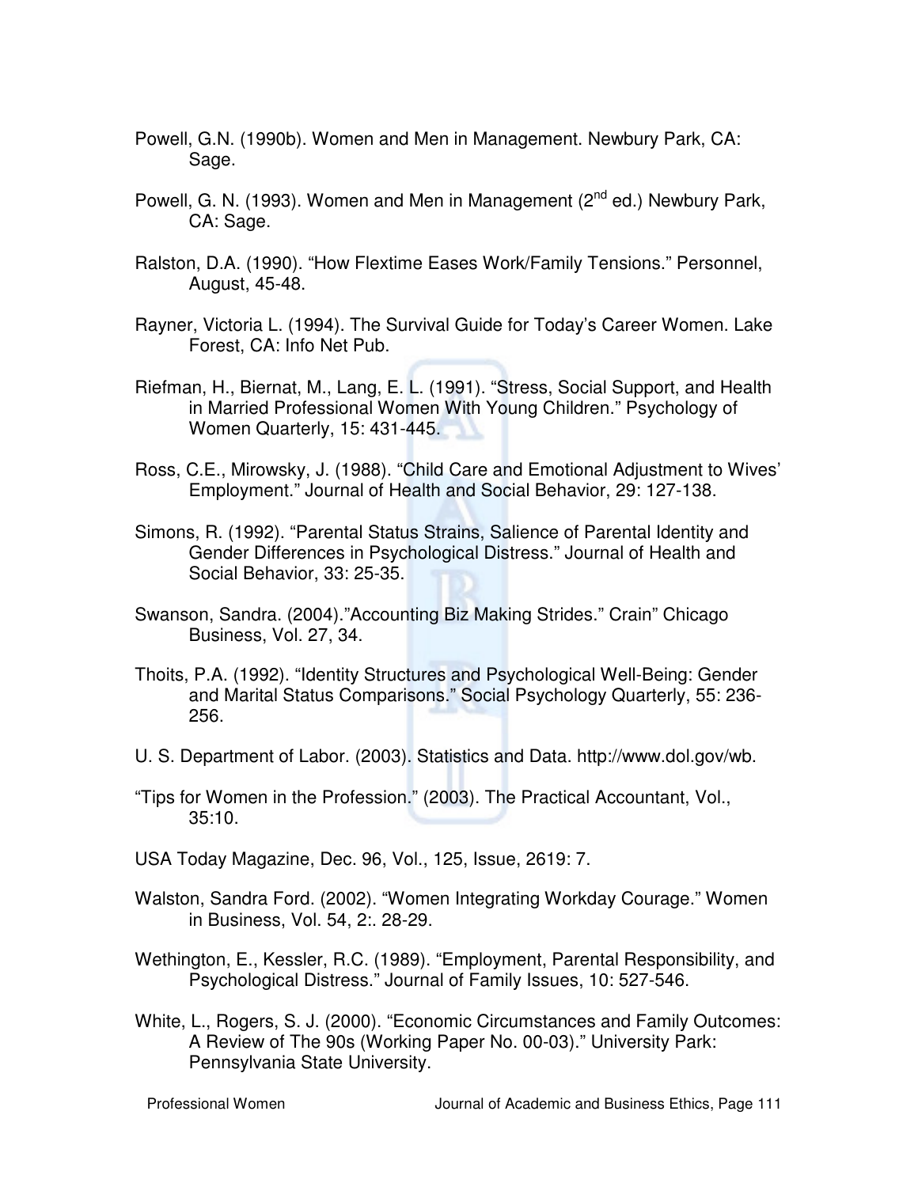Powell, G.N. (1990b). Women and Men in Management. Newbury Park, CA: Sage.

Powell, G. N. (1993). Women and Men in Management (2nd ed.) Newbury Park, CA: Sage.

Ralston, D.A. (1990). "How Flextime Eases Work/Family Tensions." Personnel, August, 45-48.

Rayner, Victoria L. (1994). The Survival Guide for Today's Career Women. Lake Forest, CA: Info Net Pub.

Riefman, H., Biernat, M., Lang, E. L. (1991). "Stress, Social Support, and Health in Married Professional Women With Young Children." Psychology of Women Quarterly, 15: 431-445.

Ross, C.E., Mirowsky, J. (1988). "Child Care and Emotional Adjustment to Wives' Employment." Journal of Health and Social Behavior, 29: 127-138.

Simons, R. (1992). "Parental Status Strains, Salience of Parental Identity and Gender Differences in Psychological Distress." Journal of Health and Social Behavior, 33: 25-35.

Swanson, Sandra. (2004)."Accounting Biz Making Strides." Crain" Chicago Business, Vol. 27, 34.

Thoits, P.A. (1992). "Identity Structures and Psychological Well-Being: Gender and Marital Status Comparisons." Social Psychology Quarterly, 55: 236-256.

U. S. Department of Labor. (2003). Statistics and Data. http://www.dol.gov/wb.

"Tips for Women in the Profession." (2003). The Practical Accountant, Vol., 35:10.

USA Today Magazine, Dec. 96, Vol., 125, Issue, 2619: 7.

Walston, Sandra Ford. (2002). "Women Integrating Workday Courage." Women in Business, Vol. 54, 2:. 28-29.

Wethington, E., Kessler, R.C. (1989). "Employment, Parental Responsibility, and Psychological Distress." Journal of Family Issues, 10: 527-546.

White, L., Rogers, S. J. (2000). "Economic Circumstances and Family Outcomes: A Review of The 90s (Working Paper No. 00-03)." University Park: Pennsylvania State University.